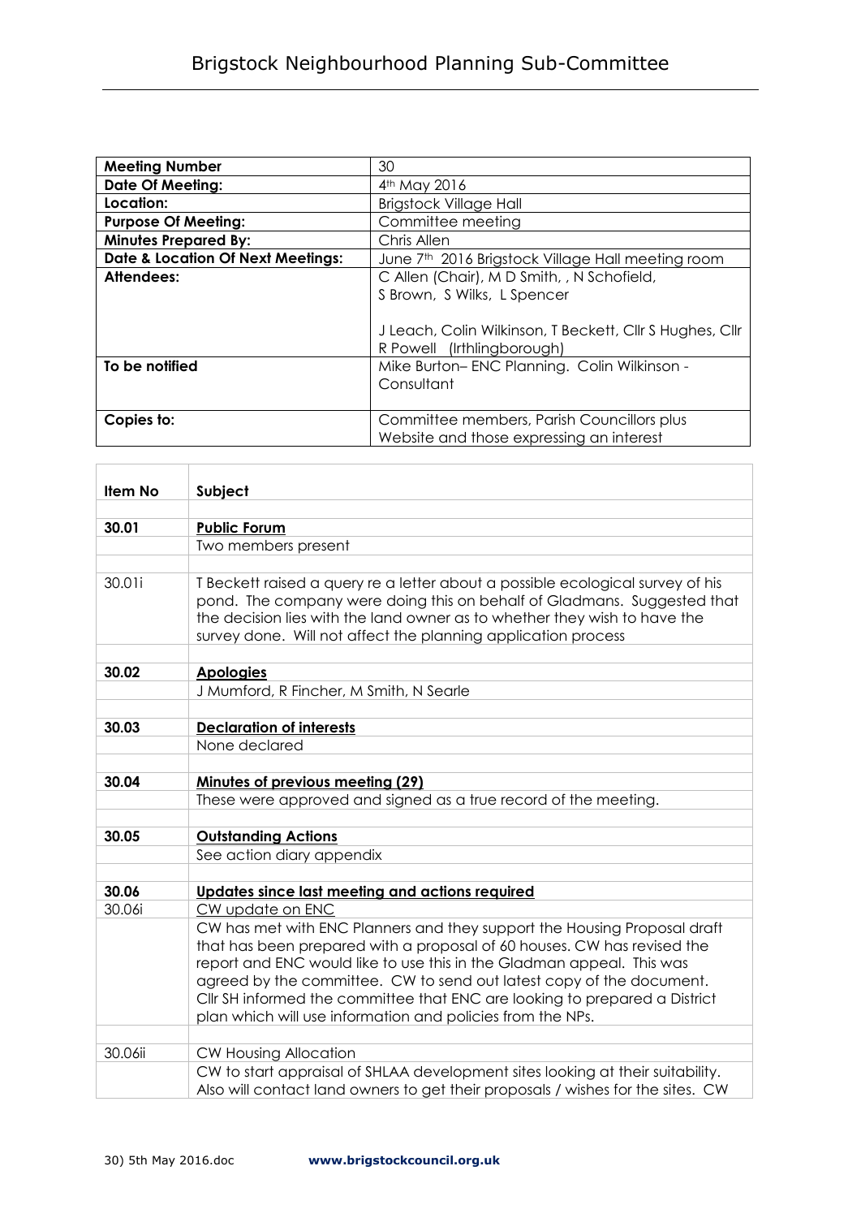# Brigstock Neighbourhood Planning Sub-Committee

| **Meeting Number** | 30 |
|---|---|
| **Date Of Meeting:** | 4th May 2016 |
| **Location:** | Brigstock Village Hall |
| **Purpose Of Meeting:** | Committee meeting |
| **Minutes Prepared By:** | Chris Allen |
| **Date & Location Of Next Meetings:** | June 7th 2016 Brigstock Village Hall meeting room |
| **Attendees:** | C Allen (Chair), M D Smith, , N Schofield, S Brown, S Wilks, L Spencer<br><br>J Leach, Colin Wilkinson, T Beckett, Cllr S Hughes, Cllr R Powell (Irthlingborough) |
| **To be notified** | Mike Burton– ENC Planning. Colin Wilkinson - Consultant |
| **Copies to:** | Committee members, Parish Councillors plus Website and those expressing an interest |

| **Item No** | **Subject** |
|---|---|
| | |
| **30.01** | **<u>Public Forum</u>** |
| | Two members present |
| | |
| 30.01i | T Beckett raised a query re a letter about a possible ecological survey of his pond. The company were doing this on behalf of Gladmans. Suggested that the decision lies with the land owner as to whether they wish to have the survey done. Will not affect the planning application process |
| | |
| **30.02** | **<u>Apologies</u>** |
| | J Mumford, R Fincher, M Smith, N Searle |
| | |
| **30.03** | **<u>Declaration of interests</u>** |
| | None declared |
| | |
| **30.04** | **<u>Minutes of previous meeting (29)</u>** |
| | These were approved and signed as a true record of the meeting. |
| | |
| **30.05** | **<u>Outstanding Actions</u>** |
| | See action diary appendix |
| | |
| **30.06** | **<u>Updates since last meeting and actions required</u>** |
| 30.06i | <u>CW update on ENC</u> |
| | CW has met with ENC Planners and they support the Housing Proposal draft that has been prepared with a proposal of 60 houses. CW has revised the report and ENC would like to use this in the Gladman appeal. This was agreed by the committee. CW to send out latest copy of the document. Cllr SH informed the committee that ENC are looking to prepared a District plan which will use information and policies from the NPs. |
| | |
| 30.06ii | CW Housing Allocation |
| | CW to start appraisal of SHLAA development sites looking at their suitability. Also will contact land owners to get their proposals / wishes for the sites. CW |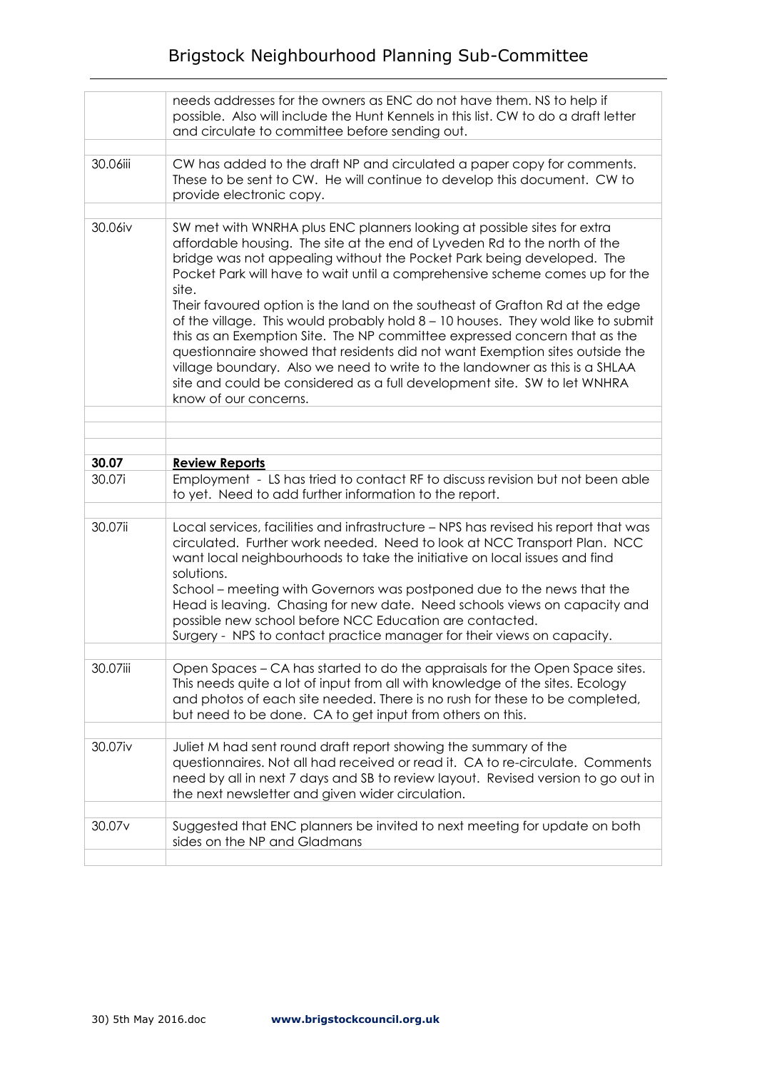| | |
|---|---|
| | needs addresses for the owners as ENC do not have them. NS to help if possible. Also will include the Hunt Kennels in this list. CW to do a draft letter and circulate to committee before sending out. |
| 30.06iii | CW has added to the draft NP and circulated a paper copy for comments. These to be sent to CW. He will continue to develop this document. CW to provide electronic copy. |
| 30.06iv | SW met with WNRHA plus ENC planners looking at possible sites for extra affordable housing. The site at the end of Lyveden Rd to the north of the bridge was not appealing without the Pocket Park being developed. The Pocket Park will have to wait until a comprehensive scheme comes up for the site.<br>Their favoured option is the land on the southeast of Grafton Rd at the edge of the village. This would probably hold 8 – 10 houses. They wold like to submit this as an Exemption Site. The NP committee expressed concern that as the questionnaire showed that residents did not want Exemption sites outside the village boundary. Also we need to write to the landowner as this is a SHLAA site and could be considered as a full development site. SW to let WNHRA know of our concerns. |
| **30.07** | **Review Reports** |
| 30.07i | Employment - LS has tried to contact RF to discuss revision but not been able to yet. Need to add further information to the report. |
| 30.07ii | Local services, facilities and infrastructure – NPS has revised his report that was circulated. Further work needed. Need to look at NCC Transport Plan. NCC want local neighbourhoods to take the initiative on local issues and find solutions.<br>School – meeting with Governors was postponed due to the news that the Head is leaving. Chasing for new date. Need schools views on capacity and possible new school before NCC Education are contacted.<br>Surgery - NPS to contact practice manager for their views on capacity. |
| 30.07iii | Open Spaces – CA has started to do the appraisals for the Open Space sites. This needs quite a lot of input from all with knowledge of the sites. Ecology and photos of each site needed. There is no rush for these to be completed, but need to be done. CA to get input from others on this. |
| 30.07iv | Juliet M had sent round draft report showing the summary of the questionnaires. Not all had received or read it. CA to re-circulate. Comments need by all in next 7 days and SB to review layout. Revised version to go out in the next newsletter and given wider circulation. |
| 30.07v | Suggested that ENC planners be invited to next meeting for update on both sides on the NP and Gladmans |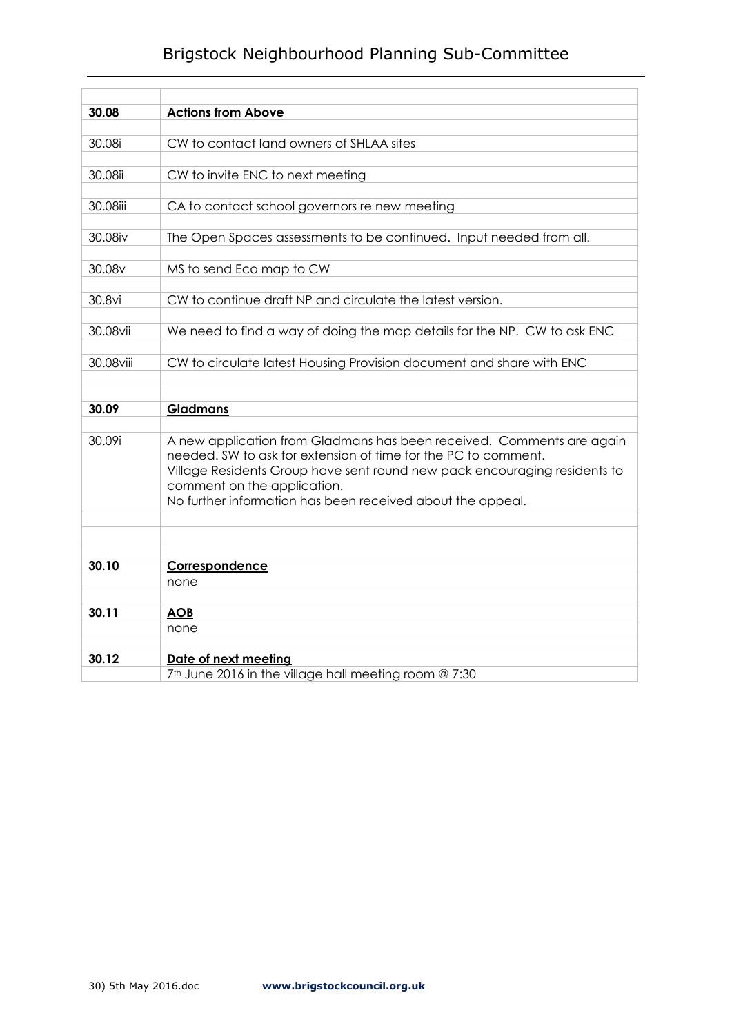| | |
|---|---|
| **30.08** | **Actions from Above** |
| 30.08i | CW to contact land owners of SHLAA sites |
| 30.08ii | CW to invite ENC to next meeting |
| 30.08iii | CA to contact school governors re new meeting |
| 30.08iv | The Open Spaces assessments to be continued. Input needed from all. |
| 30.08v | MS to send Eco map to CW |
| 30.8vi | CW to continue draft NP and circulate the latest version. |
| 30.08vii | We need to find a way of doing the map details for the NP. CW to ask ENC |
| 30.08viii | CW to circulate latest Housing Provision document and share with ENC |
| **30.09** | **Gladmans** |
| 30.09i | A new application from Gladmans has been received. Comments are again needed. SW to ask for extension of time for the PC to comment.<br>Village Residents Group have sent round new pack encouraging residents to comment on the application.<br>No further information has been received about the appeal. |
| **30.10** | **Correspondence** |
| | none |
| **30.11** | **AOB** |
| | none |
| **30.12** | **Date of next meeting** |
| | 7th June 2016 in the village hall meeting room @ 7:30 |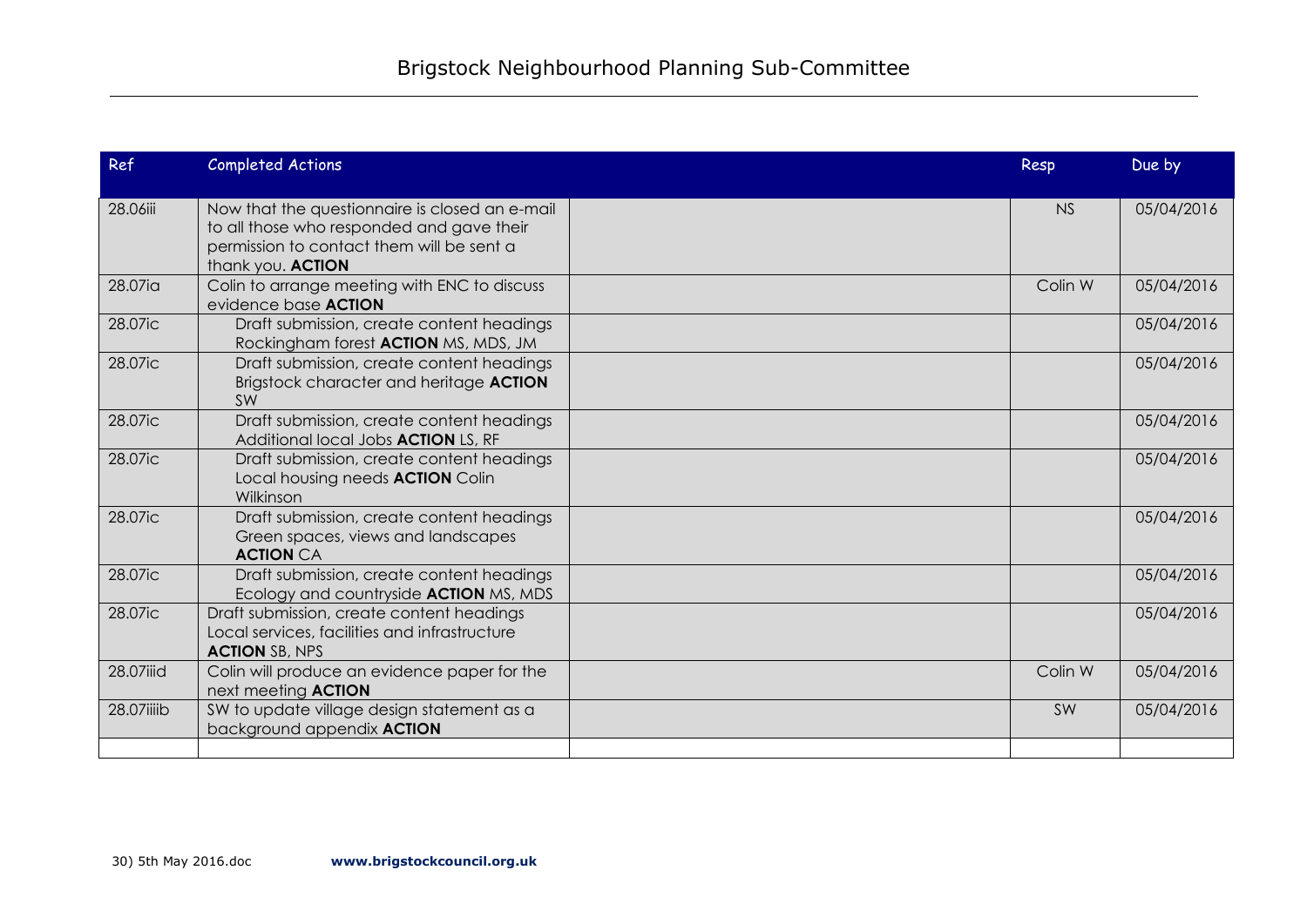# Brigstock Neighbourhood Planning Sub-Committee

| Ref | Completed Actions | | Resp | Due by |
|---|---|---|---|---|
| 28.06iii | Now that the questionnaire is closed an e-mail to all those who responded and gave their permission to contact them will be sent a thank you. **ACTION** | | NS | 05/04/2016 |
| 28.07ia | Colin to arrange meeting with ENC to discuss evidence base **ACTION** | | Colin W | 05/04/2016 |
| 28.07ic | Draft submission, create content headings Rockingham forest **ACTION** MS, MDS, JM | | | 05/04/2016 |
| 28.07ic | Draft submission, create content headings Brigstock character and heritage **ACTION** SW | | | 05/04/2016 |
| 28.07ic | Draft submission, create content headings Additional local Jobs **ACTION** LS, RF | | | 05/04/2016 |
| 28.07ic | Draft submission, create content headings Local housing needs **ACTION** Colin Wilkinson | | | 05/04/2016 |
| 28.07ic | Draft submission, create content headings Green spaces, views and landscapes **ACTION** CA | | | 05/04/2016 |
| 28.07ic | Draft submission, create content headings Ecology and countryside **ACTION** MS, MDS | | | 05/04/2016 |
| 28.07ic | Draft submission, create content headings Local services, facilities and infrastructure **ACTION** SB, NPS | | | 05/04/2016 |
| 28.07iiid | Colin will produce an evidence paper for the next meeting **ACTION** | | Colin W | 05/04/2016 |
| 28.07iiiib | SW to update village design statement as a background appendix **ACTION** | | SW | 05/04/2016 |
| | | | | |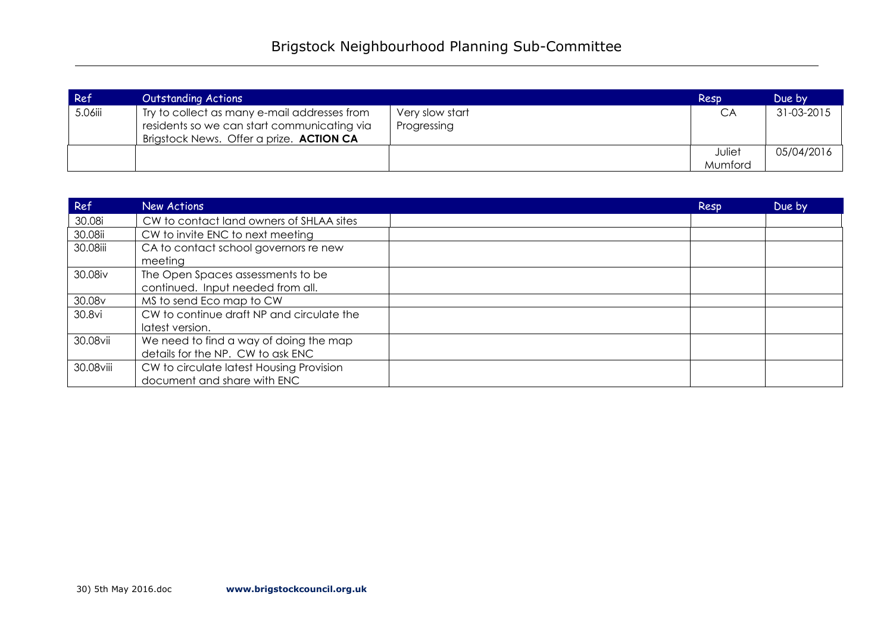# Brigstock Neighbourhood Planning Sub-Committee

| Ref | Outstanding Actions | | Resp | Due by |
|---|---|---|---|---|
| 5.06iii | Try to collect as many e-mail addresses from residents so we can start communicating via Brigstock News. Offer a prize. **ACTION CA** | Very slow start Progressing | CA | 31-03-2015 |
| | | | Juliet Mumford | 05/04/2016 |

| Ref | New Actions | | Resp | Due by |
|---|---|---|---|---|
| 30.08i | CW to contact land owners of SHLAA sites | | | |
| 30.08ii | CW to invite ENC to next meeting | | | |
| 30.08iii | CA to contact school governors re new meeting | | | |
| 30.08iv | The Open Spaces assessments to be continued. Input needed from all. | | | |
| 30.08v | MS to send Eco map to CW | | | |
| 30.8vi | CW to continue draft NP and circulate the latest version. | | | |
| 30.08vii | We need to find a way of doing the map details for the NP. CW to ask ENC | | | |
| 30.08viii | CW to circulate latest Housing Provision document and share with ENC | | | |